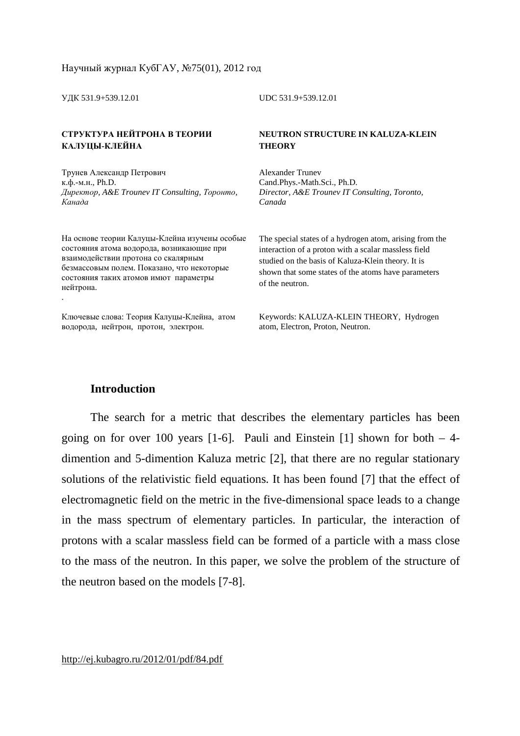Научный журнал КубГАУ, №75(01), 2012 год

УДК 531.9+539.12.01

UDC 531.9+539.12.01

**СТРУКТУРА НЕЙТРОНА В ТЕОРИИ КАЛУЦЫ-КЛЕЙНА**

**NEUTRON STRUCTURE IN KALUZA-KLEIN THEORY**

Трунев Александр Петрович
к.ф.-м.н., Ph.D.
*Директор, A&E Trounev IT Consulting, Торонто, Канада*

Alexander Trunev
Cand.Phys.-Math.Sci., Ph.D.
*Director, A&E Trounev IT Consulting, Toronto, Canada*

На основе теории Калуцы-Клейна изучены особые состояния атома водорода, возникающие при взаимодействии протона со скалярным безмассовым полем. Показано, что некоторые состояния таких атомов имют параметры нейтрона.
.

The special states of a hydrogen atom, arising from the interaction of a proton with a scalar massless field studied on the basis of Kaluza-Klein theory. It is shown that some states of the atoms have parameters of the neutron.

Ключевые слова: Теория Калуцы-Клейна, атом водорода, нейтрон, протон, электрон.

Keywords: KALUZA-KLEIN THEORY, Hydrogen atom, Electron, Proton, Neutron.

## Introduction

The search for a metric that describes the elementary particles has been going on for over 100 years [1-6]. Pauli and Einstein [1] shown for both – 4-dimention and 5-dimention Kaluza metric [2], that there are no regular stationary solutions of the relativistic field equations. It has been found [7] that the effect of electromagnetic field on the metric in the five-dimensional space leads to a change in the mass spectrum of elementary particles. In particular, the interaction of protons with a scalar massless field can be formed of a particle with a mass close to the mass of the neutron. In this paper, we solve the problem of the structure of the neutron based on the models [7-8].

http://ej.kubagro.ru/2012/01/pdf/84.pdf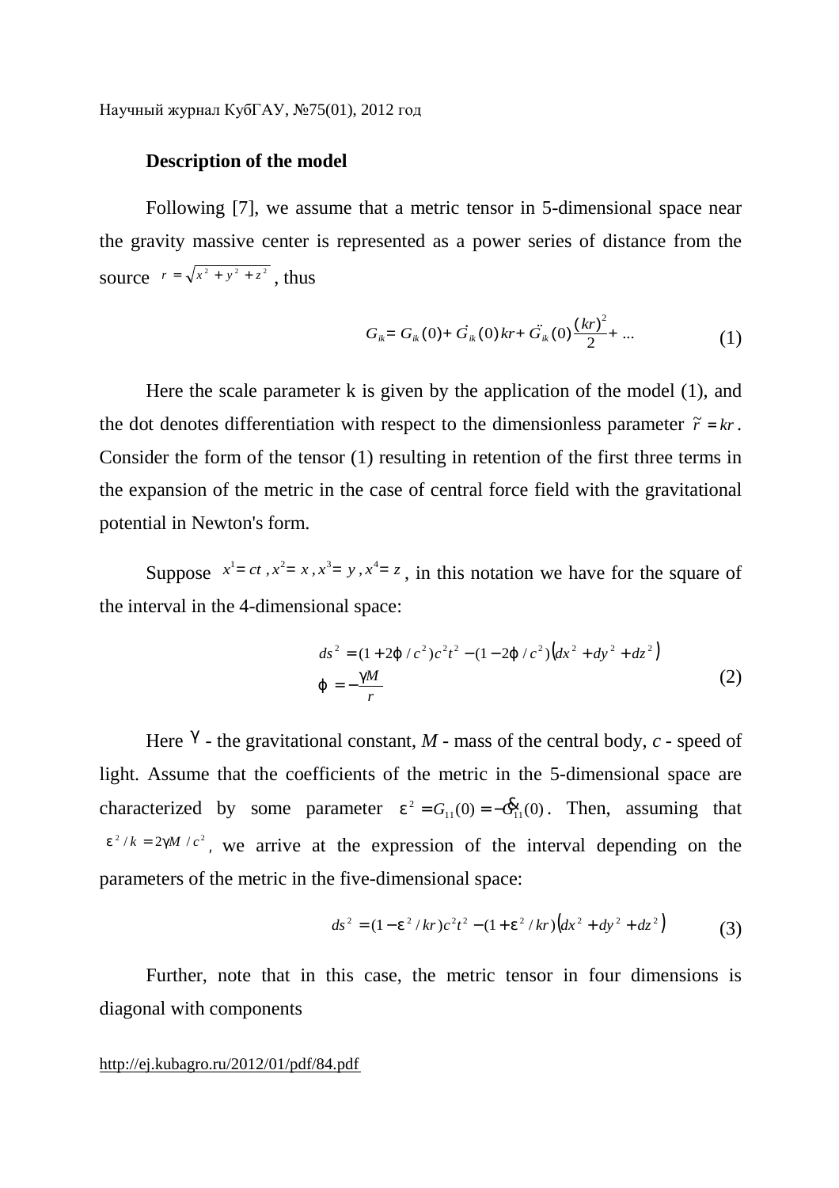### Description of the model

Following [7], we assume that a metric tensor in 5-dimensional space near the gravity massive center is represented as a power series of distance from the source $r = \sqrt{x^2 + y^2 + z^2}$, thus

$$G_{ik} = G_{ik}(0) + \dot{G}_{ik}(0)kr + \ddot{G}_{ik}(0)\frac{(kr)^2}{2} + \ldots \tag{1}$$

Here the scale parameter k is given by the application of the model (1), and the dot denotes differentiation with respect to the dimensionless parameter $\tilde{r} = kr$. Consider the form of the tensor (1) resulting in retention of the first three terms in the expansion of the metric in the case of central force field with the gravitational potential in Newton's form.

Suppose $x^1 = ct, x^2 = x, x^3 = y, x^4 = z$, in this notation we have for the square of the interval in the 4-dimensional space:

$$\begin{aligned} ds^2 &= (1 + 2\varphi / c^2)c^2 t^2 - (1 - 2\varphi / c^2)\left(dx^2 + dy^2 + dz^2\right) \\ \varphi &= -\frac{\gamma M}{r} \end{aligned} \tag{2}$$

Here $\gamma$ - the gravitational constant, $M$ - mass of the central body, $c$ - speed of light. Assume that the coefficients of the metric in the 5-dimensional space are characterized by some parameter $\varepsilon^2 = G_{11}(0) = -\dot{G}_{11}(0)$. Then, assuming that $\varepsilon^2 / k = 2\gamma M / c^2$, we arrive at the expression of the interval depending on the parameters of the metric in the five-dimensional space:

$$ds^2 = (1 - \varepsilon^2 / kr)c^2 t^2 - (1 + \varepsilon^2 / kr)\left(dx^2 + dy^2 + dz^2\right) \tag{3}$$

Further, note that in this case, the metric tensor in four dimensions is diagonal with components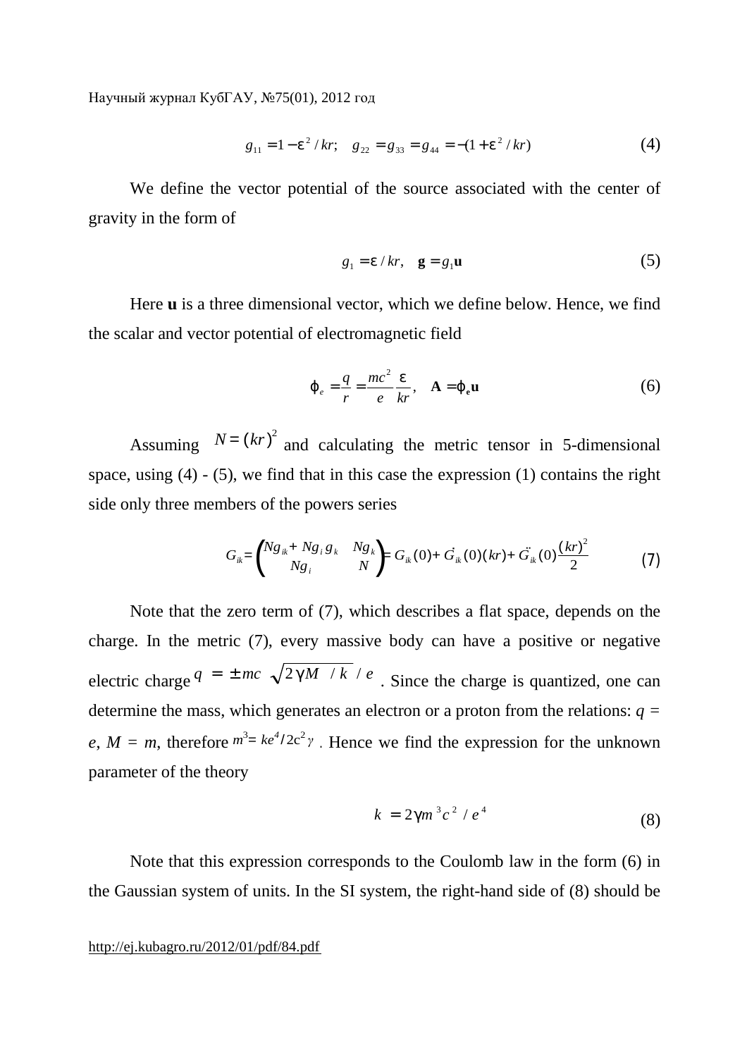$$g_{11} = 1 - \varepsilon^2 / kr; \quad g_{22} = g_{33} = g_{44} = -(1 + \varepsilon^2 / kr) \tag{4}$$

We define the vector potential of the source associated with the center of gravity in the form of

$$g_1 = \varepsilon / kr, \quad \mathbf{g} = g_1 \mathbf{u} \tag{5}$$

Here **u** is a three dimensional vector, which we define below. Hence, we find the scalar and vector potential of electromagnetic field

$$\varphi_e = \frac{q}{r} = \frac{mc^2}{e} \frac{\varepsilon}{kr}, \quad \mathbf{A} = \varphi_{\mathbf{e}} \mathbf{u} \tag{6}$$

Assuming $N = (kr)^2$ and calculating the metric tensor in 5-dimensional space, using (4) - (5), we find that in this case the expression (1) contains the right side only three members of the powers series

$$G_{ik} = \begin{pmatrix} Ng_{ik} + Ng_i g_k & Ng_k \\ Ng_i & N \end{pmatrix} = G_{ik}(0) + \dot{G}_{ik}(0)(kr) + \ddot{G}_{ik}(0)\frac{(kr)^2}{2} \tag{7}$$

Note that the zero term of (7), which describes a flat space, depends on the charge. In the metric (7), every massive body can have a positive or negative electric charge $q = \pm mc\sqrt{2\gamma M / k} / e$. Since the charge is quantized, one can determine the mass, which generates an electron or a proton from the relations: $q = e$, $M = m$, therefore $m^3 = ke^4 / 2c^2\gamma$. Hence we find the expression for the unknown parameter of the theory

$$k = 2\gamma m^3 c^2 / e^4 \tag{8}$$

Note that this expression corresponds to the Coulomb law in the form (6) in the Gaussian system of units. In the SI system, the right-hand side of (8) should be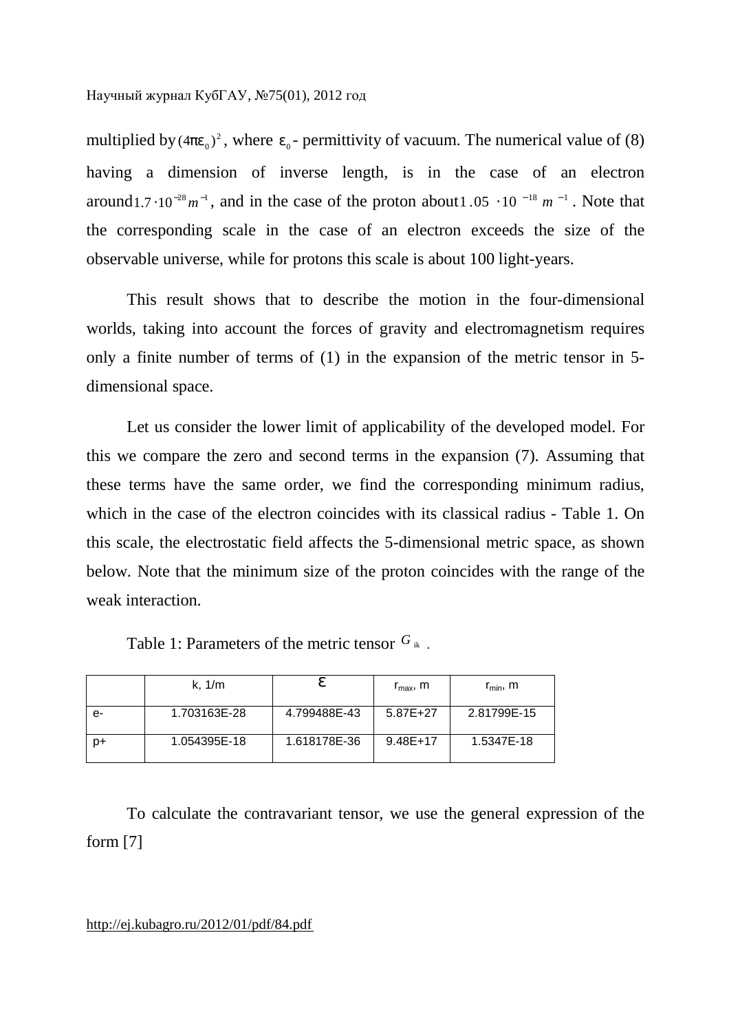multiplied by $(4\pi\varepsilon_0)^2$, where $\varepsilon_0$ - permittivity of vacuum. The numerical value of (8) having a dimension of inverse length, is in the case of an electron around $1.7 \cdot 10^{-28} m^{-1}$, and in the case of the proton about $1.05 \cdot 10^{-18} m^{-1}$. Note that the corresponding scale in the case of an electron exceeds the size of the observable universe, while for protons this scale is about 100 light-years.

This result shows that to describe the motion in the four-dimensional worlds, taking into account the forces of gravity and electromagnetism requires only a finite number of terms of (1) in the expansion of the metric tensor in 5-dimensional space.

Let us consider the lower limit of applicability of the developed model. For this we compare the zero and second terms in the expansion (7). Assuming that these terms have the same order, we find the corresponding minimum radius, which in the case of the electron coincides with its classical radius - Table 1. On this scale, the electrostatic field affects the 5-dimensional metric space, as shown below. Note that the minimum size of the proton coincides with the range of the weak interaction.

Table 1: Parameters of the metric tensor $G_{ik}$.

| | k, 1/m | $\varepsilon$ | $r_{max}$, m | $r_{min}$, m |
|---|---|---|---|---|
| e- | 1.703163E-28 | 4.799488E-43 | 5.87E+27 | 2.81799E-15 |
| p+ | 1.054395E-18 | 1.618178E-36 | 9.48E+17 | 1.5347E-18 |

To calculate the contravariant tensor, we use the general expression of the form [7]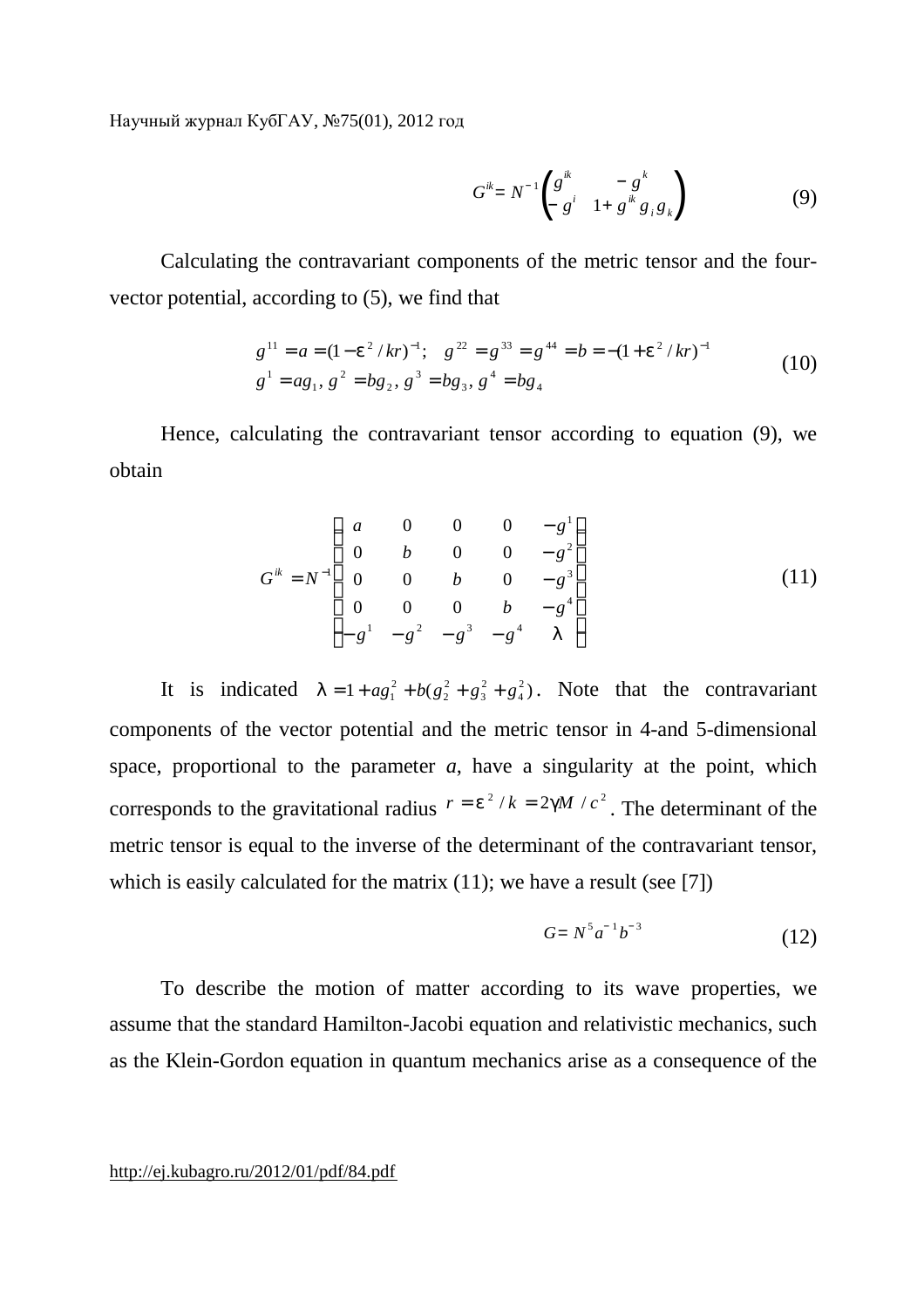$$G^{ik} = N^{-1}\begin{pmatrix} g^{ik} & -g^{k} \\ -g^{i} & 1 + g^{ik} g_i g_k \end{pmatrix} \tag{9}$$

Calculating the contravariant components of the metric tensor and the four-vector potential, according to (5), we find that

$$\begin{aligned} &g^{11} = a = (1 - \varepsilon^2 / kr)^{-1}; \quad g^{22} = g^{33} = g^{44} = b = -(1 + \varepsilon^2 / kr)^{-1} \\ &g^{1} = a g_1,\ g^{2} = b g_2,\ g^{3} = b g_3,\ g^{4} = b g_4 \end{aligned} \tag{10}$$

Hence, calculating the contravariant tensor according to equation (9), we obtain

$$G^{ik} = N^{-1}\begin{pmatrix} a & 0 & 0 & 0 & -g^{1} \\ 0 & b & 0 & 0 & -g^{2} \\ 0 & 0 & b & 0 & -g^{3} \\ 0 & 0 & 0 & b & -g^{4} \\ -g^{1} & -g^{2} & -g^{3} & -g^{4} & \lambda \end{pmatrix} \tag{11}$$

It is indicated $\lambda = 1 + a g_1^2 + b(g_2^2 + g_3^2 + g_4^2)$. Note that the contravariant components of the vector potential and the metric tensor in 4-and 5-dimensional space, proportional to the parameter *a*, have a singularity at the point, which corresponds to the gravitational radius $r = \varepsilon^2 / k = 2\gamma M / c^2$. The determinant of the metric tensor is equal to the inverse of the determinant of the contravariant tensor, which is easily calculated for the matrix (11); we have a result (see [7])

$$G = N^5 a^{-1} b^{-3} \tag{12}$$

To describe the motion of matter according to its wave properties, we assume that the standard Hamilton-Jacobi equation and relativistic mechanics, such as the Klein-Gordon equation in quantum mechanics arise as a consequence of the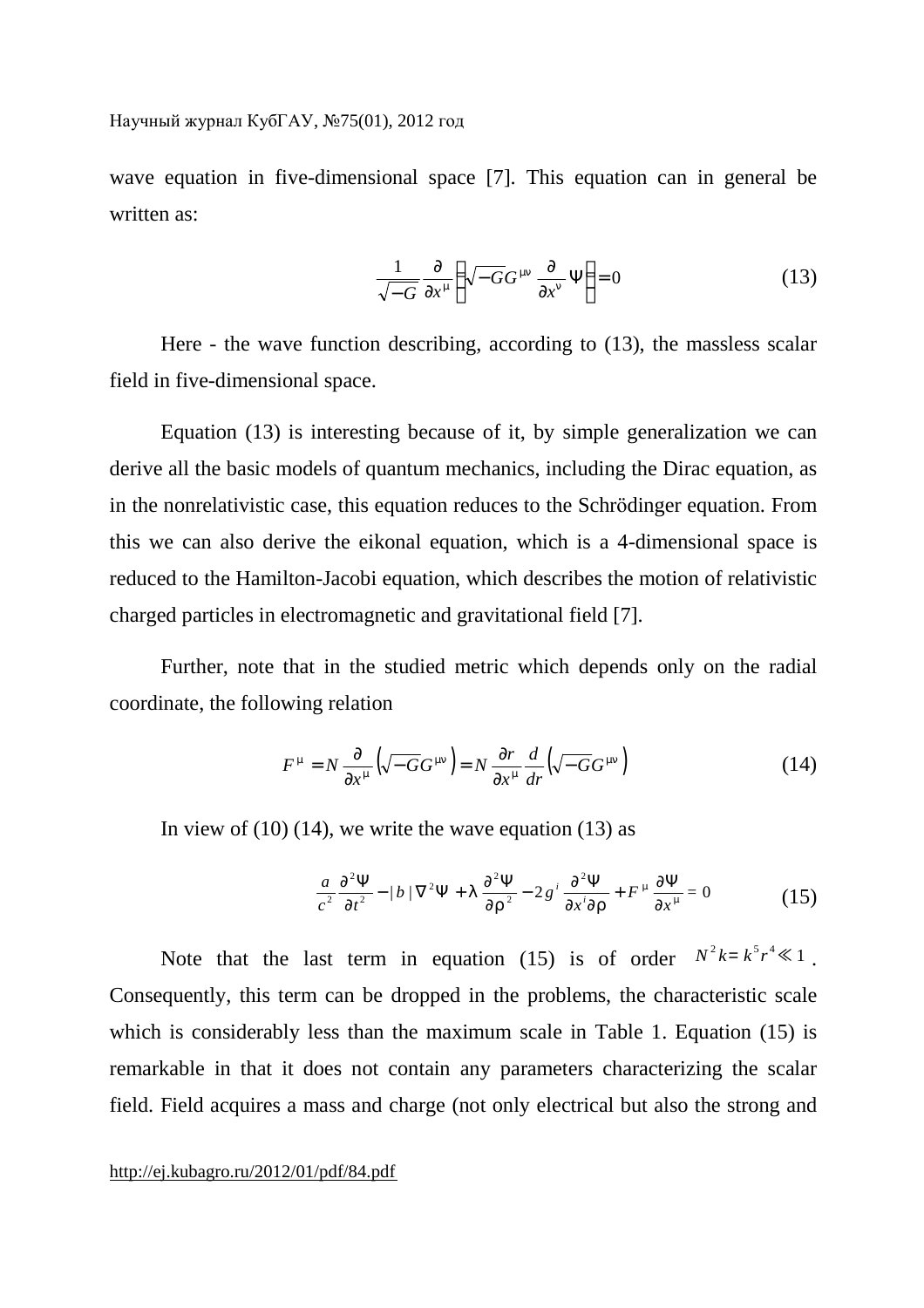wave equation in five-dimensional space [7]. This equation can in general be written as:

$$\frac{1}{\sqrt{-G}}\frac{\partial}{\partial x^{\mu}}\left(\sqrt{-G}G^{\mu\nu}\frac{\partial}{\partial x^{\nu}}\Psi\right)=0 \tag{13}$$

Here - the wave function describing, according to (13), the massless scalar field in five-dimensional space.

Equation (13) is interesting because of it, by simple generalization we can derive all the basic models of quantum mechanics, including the Dirac equation, as in the nonrelativistic case, this equation reduces to the Schrödinger equation. From this we can also derive the eikonal equation, which is a 4-dimensional space is reduced to the Hamilton-Jacobi equation, which describes the motion of relativistic charged particles in electromagnetic and gravitational field [7].

Further, note that in the studied metric which depends only on the radial coordinate, the following relation

$$F^{\mu}=N\frac{\partial}{\partial x^{\mu}}\left(\sqrt{-G}G^{\mu\nu}\right)=N\frac{\partial r}{\partial x^{\mu}}\frac{d}{dr}\left(\sqrt{-G}G^{\mu\nu}\right) \tag{14}$$

In view of (10) (14), we write the wave equation (13) as

$$\frac{a}{c^2}\frac{\partial^2\Psi}{\partial t^2}-|b|\nabla^2\Psi+\lambda\frac{\partial^2\Psi}{\partial\rho^2}-2g^i\frac{\partial^2\Psi}{\partial x^i\partial\rho}+F^{\mu}\frac{\partial\Psi}{\partial x^{\mu}}=0 \tag{15}$$

Note that the last term in equation (15) is of order $N^2k=k^5r^4\ll 1$. Consequently, this term can be dropped in the problems, the characteristic scale which is considerably less than the maximum scale in Table 1. Equation (15) is remarkable in that it does not contain any parameters characterizing the scalar field. Field acquires a mass and charge (not only electrical but also the strong and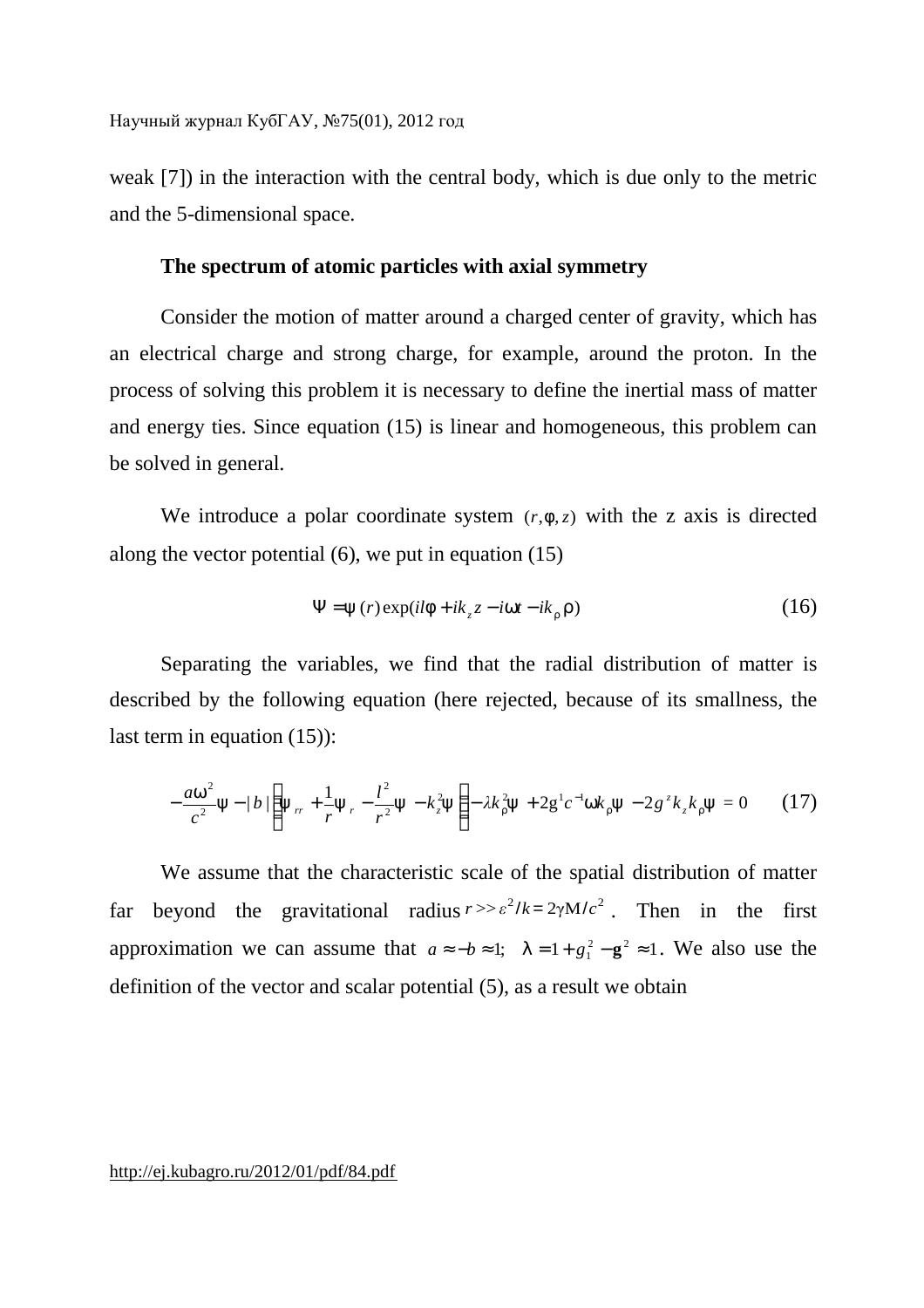weak [7]) in the interaction with the central body, which is due only to the metric and the 5-dimensional space.

**The spectrum of atomic particles with axial symmetry**

Consider the motion of matter around a charged center of gravity, which has an electrical charge and strong charge, for example, around the proton. In the process of solving this problem it is necessary to define the inertial mass of matter and energy ties. Since equation (15) is linear and homogeneous, this problem can be solved in general.

We introduce a polar coordinate system $(r, \varphi, z)$ with the z axis is directed along the vector potential (6), we put in equation (15)

$$\Psi = \psi(r)\exp(il\varphi + ik_z z - i\omega t - ik_\rho \rho) \tag{16}$$

Separating the variables, we find that the radial distribution of matter is described by the following equation (here rejected, because of its smallness, the last term in equation (15)):

$$-\frac{a\omega^2}{c^2}\psi - |b|\left(\psi_{rr} + \frac{1}{r}\psi_r - \frac{l^2}{r^2}\psi - k_z^2\psi\right) - \lambda k_\rho^2\psi + 2g^1 c^{-1}\omega k_\rho \psi - 2g^z k_z k_\rho \psi = 0 \tag{17}$$

We assume that the characteristic scale of the spatial distribution of matter far beyond the gravitational radius $r >> \varepsilon^2/k = 2\gamma M/c^2$. Then in the first approximation we can assume that $a \approx -b \approx 1$; $\lambda = 1 + g_1^2 - \mathbf{g}^2 \approx 1$. We also use the definition of the vector and scalar potential (5), as a result we obtain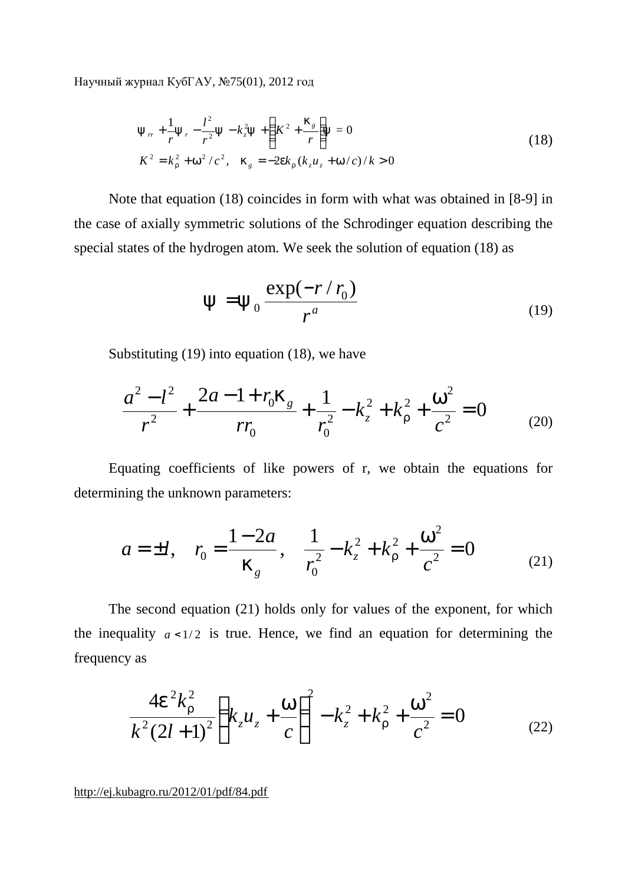$$\psi_{rr} + \frac{1}{r}\psi_r - \frac{l^2}{r^2}\psi - k_z^2\psi + \left(K^2 + \frac{\kappa_g}{r}\right)\psi = 0$$
$$K^2 = k_\rho^2 + \omega^2/c^2, \quad \kappa_g = -2\varepsilon k_\rho (k_z u_z + \omega/c)/k > 0 \tag{18}$$

Note that equation (18) coincides in form with what was obtained in [8-9] in the case of axially symmetric solutions of the Schrodinger equation describing the special states of the hydrogen atom. We seek the solution of equation (18) as

$$\psi = \psi_0 \frac{\exp(-r/r_0)}{r^a} \tag{19}$$

Substituting (19) into equation (18), we have

$$\frac{a^2 - l^2}{r^2} + \frac{2a - 1 + r_0\kappa_g}{rr_0} + \frac{1}{r_0^2} - k_z^2 + k_\rho^2 + \frac{\omega^2}{c^2} = 0 \tag{20}$$

Equating coefficients of like powers of r, we obtain the equations for determining the unknown parameters:

$$a = \pm l, \quad r_0 = \frac{1 - 2a}{\kappa_g}, \quad \frac{1}{r_0^2} - k_z^2 + k_\rho^2 + \frac{\omega^2}{c^2} = 0 \tag{21}$$

The second equation (21) holds only for values of the exponent, for which the inequality $a < 1/2$ is true. Hence, we find an equation for determining the frequency as

$$\frac{4\varepsilon^2 k_\rho^2}{k^2(2l+1)^2}\left(k_z u_z + \frac{\omega}{c}\right)^2 - k_z^2 + k_\rho^2 + \frac{\omega^2}{c^2} = 0 \tag{22}$$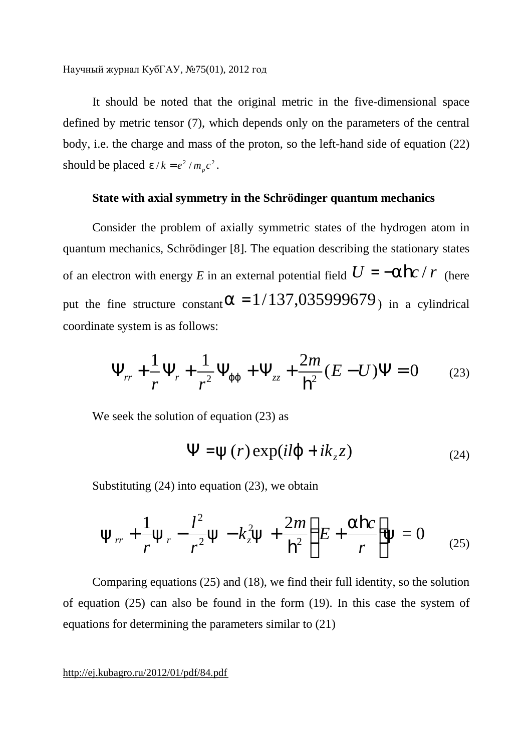It should be noted that the original metric in the five-dimensional space defined by metric tensor (7), which depends only on the parameters of the central body, i.e. the charge and mass of the proton, so the left-hand side of equation (22) should be placed $\varepsilon / k = e^2 / m_p c^2$.

**State with axial symmetry in the Schrödinger quantum mechanics**

Consider the problem of axially symmetric states of the hydrogen atom in quantum mechanics, Schrödinger [8]. The equation describing the stationary states of an electron with energy $E$ in an external potential field $U = -\alpha \hbar c / r$ (here put the fine structure constant $\alpha = 1/137{,}035999679$) in a cylindrical coordinate system is as follows:

$$\Psi_{rr} + \frac{1}{r}\Psi_r + \frac{1}{r^2}\Psi_{\varphi\varphi} + \Psi_{zz} + \frac{2m}{\hbar^2}(E - U)\Psi = 0 \qquad (23)$$

We seek the solution of equation (23) as

$$\Psi = \psi(r)\exp(il\varphi + ik_z z) \qquad (24)$$

Substituting (24) into equation (23), we obtain

$$\psi_{rr} + \frac{1}{r}\psi_r - \frac{l^2}{r^2}\psi - k_z^2\psi + \frac{2m}{\hbar^2}\left(E + \frac{\alpha \hbar c}{r}\right)\psi = 0 \qquad (25)$$

Comparing equations (25) and (18), we find their full identity, so the solution of equation (25) can also be found in the form (19). In this case the system of equations for determining the parameters similar to (21)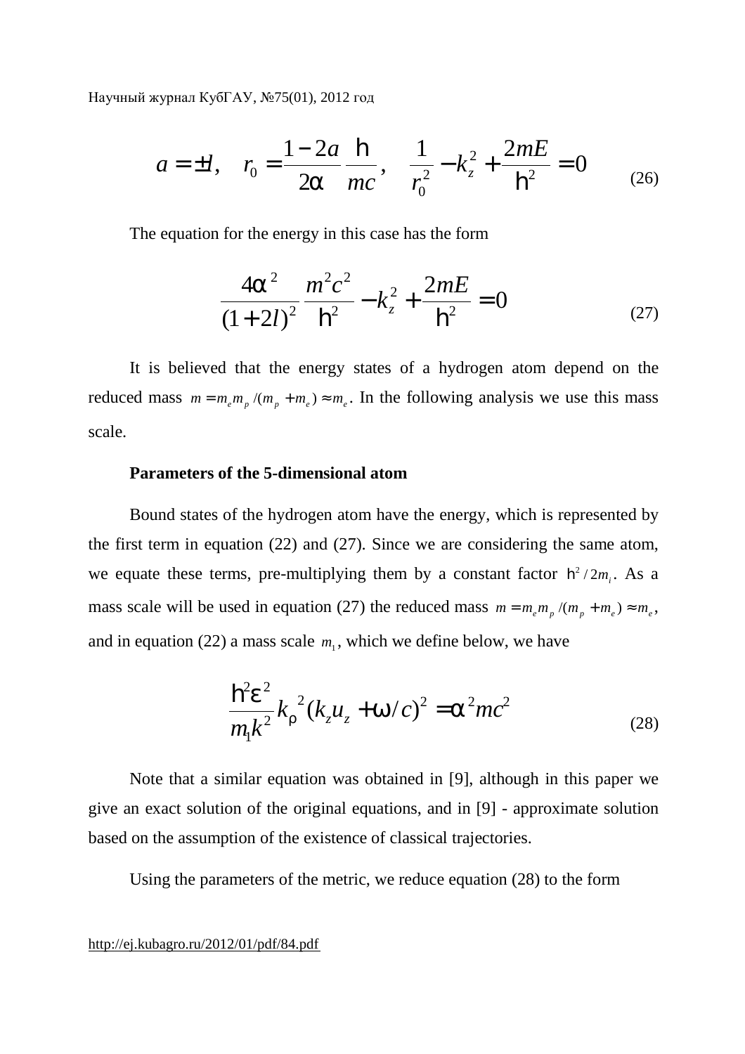$$a = \pm l, \quad r_0 = \frac{1-2a}{2\alpha}\frac{\hbar}{mc}, \quad \frac{1}{r_0^2} - k_z^2 + \frac{2mE}{\hbar^2} = 0 \tag{26}$$

The equation for the energy in this case has the form

$$\frac{4\alpha^2}{(1+2l)^2}\frac{m^2c^2}{\hbar^2} - k_z^2 + \frac{2mE}{\hbar^2} = 0 \tag{27}$$

It is believed that the energy states of a hydrogen atom depend on the reduced mass $m = m_e m_p/(m_p + m_e) \approx m_e$. In the following analysis we use this mass scale.

**Parameters of the 5-dimensional atom**

Bound states of the hydrogen atom have the energy, which is represented by the first term in equation (22) and (27). Since we are considering the same atom, we equate these terms, pre-multiplying them by a constant factor $\hbar^2/2m_i$. As a mass scale will be used in equation (27) the reduced mass $m = m_e m_p/(m_p + m_e) \approx m_e$, and in equation (22) a mass scale $m_1$, which we define below, we have

$$\frac{\hbar^2\varepsilon^2}{m_1 k^2} k_\rho^2 (k_z u_z + \omega/c)^2 = \alpha^2 mc^2 \tag{28}$$

Note that a similar equation was obtained in [9], although in this paper we give an exact solution of the original equations, and in [9] - approximate solution based on the assumption of the existence of classical trajectories.

Using the parameters of the metric, we reduce equation (28) to the form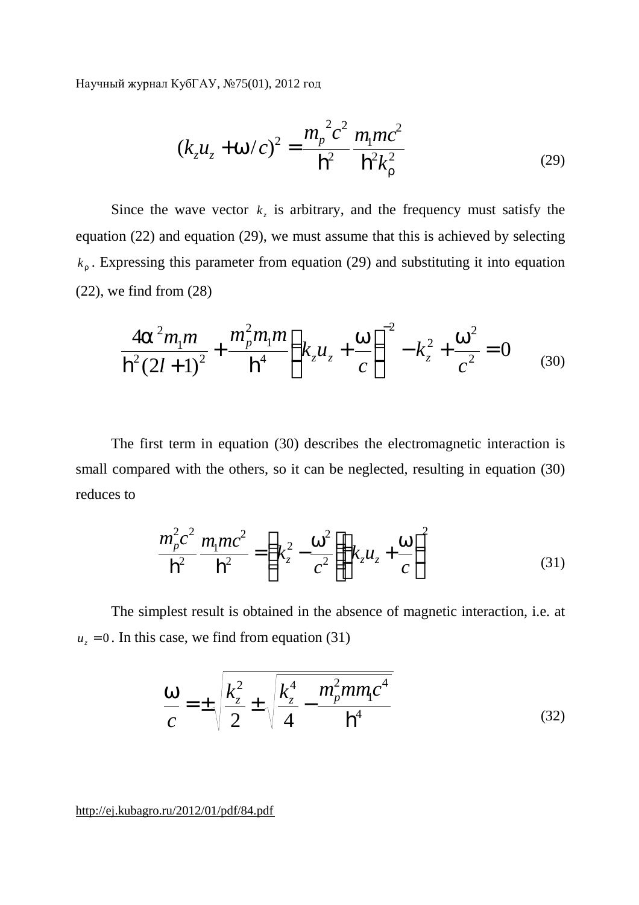$$(k_z u_z + \omega / c)^2 = \frac{m_p{}^2 c^2}{\hbar^2} \frac{m_1 m c^2}{\hbar^2 k_\rho^2} \tag{29}$$

Since the wave vector $k_z$ is arbitrary, and the frequency must satisfy the equation (22) and equation (29), we must assume that this is achieved by selecting $k_\rho$. Expressing this parameter from equation (29) and substituting it into equation (22), we find from (28)

$$\frac{4\alpha^2 m_1 m}{\hbar^2 (2l+1)^2} + \frac{m_p^2 m_1 m}{\hbar^4} \left( k_z u_z + \frac{\omega}{c} \right)^{-2} - k_z^2 + \frac{\omega^2}{c^2} = 0 \tag{30}$$

The first term in equation (30) describes the electromagnetic interaction is small compared with the others, so it can be neglected, resulting in equation (30) reduces to

$$\frac{m_p^2 c^2}{\hbar^2} \frac{m_1 m c^2}{\hbar^2} = \left( k_z^2 - \frac{\omega^2}{c^2} \right) \left( k_z u_z + \frac{\omega}{c} \right)^2 \tag{31}$$

The simplest result is obtained in the absence of magnetic interaction, i.e. at $u_z = 0$. In this case, we find from equation (31)

$$\frac{\omega}{c} = \pm \sqrt{\frac{k_z^2}{2} \pm \sqrt{\frac{k_z^4}{4} - \frac{m_p^2 m m_1 c^4}{\hbar^4}}} \tag{32}$$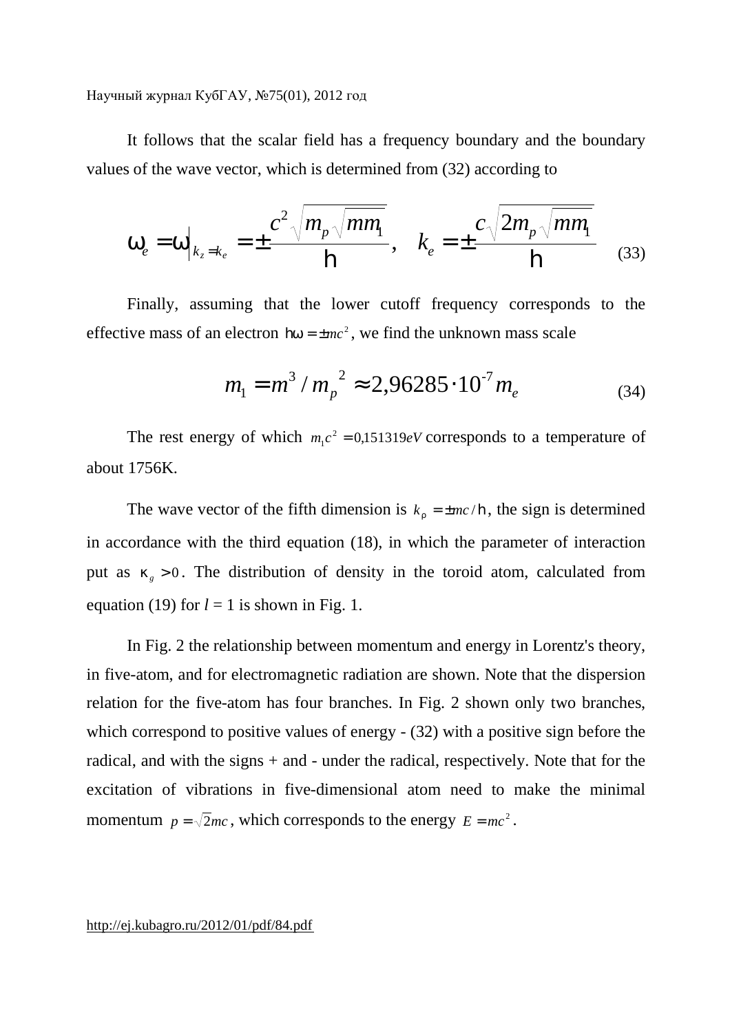It follows that the scalar field has a frequency boundary and the boundary values of the wave vector, which is determined from (32) according to

$$\omega_e = \omega\big|_{k_z = k_e} = \pm\frac{c^2\sqrt{m_p\sqrt{mm_1}}}{\hbar}, \quad k_e = \pm\frac{c\sqrt{2m_p\sqrt{mm_1}}}{\hbar} \tag{33}$$

Finally, assuming that the lower cutoff frequency corresponds to the effective mass of an electron $\hbar\omega = \pm mc^2$, we find the unknown mass scale

$$m_1 = m^3 / m_p^{\ 2} \approx 2{,}96285 \cdot 10^{-7} m_e \tag{34}$$

The rest energy of which $m_1c^2 = 0{,}151319 eV$ corresponds to a temperature of about 1756K.

The wave vector of the fifth dimension is $k_\rho = \pm mc/\hbar$, the sign is determined in accordance with the third equation (18), in which the parameter of interaction put as $\kappa_g > 0$. The distribution of density in the toroid atom, calculated from equation (19) for $l = 1$ is shown in Fig. 1.

In Fig. 2 the relationship between momentum and energy in Lorentz's theory, in five-atom, and for electromagnetic radiation are shown. Note that the dispersion relation for the five-atom has four branches. In Fig. 2 shown only two branches, which correspond to positive values of energy - (32) with a positive sign before the radical, and with the signs + and - under the radical, respectively. Note that for the excitation of vibrations in five-dimensional atom need to make the minimal momentum $p = \sqrt{2}mc$, which corresponds to the energy $E = mc^2$.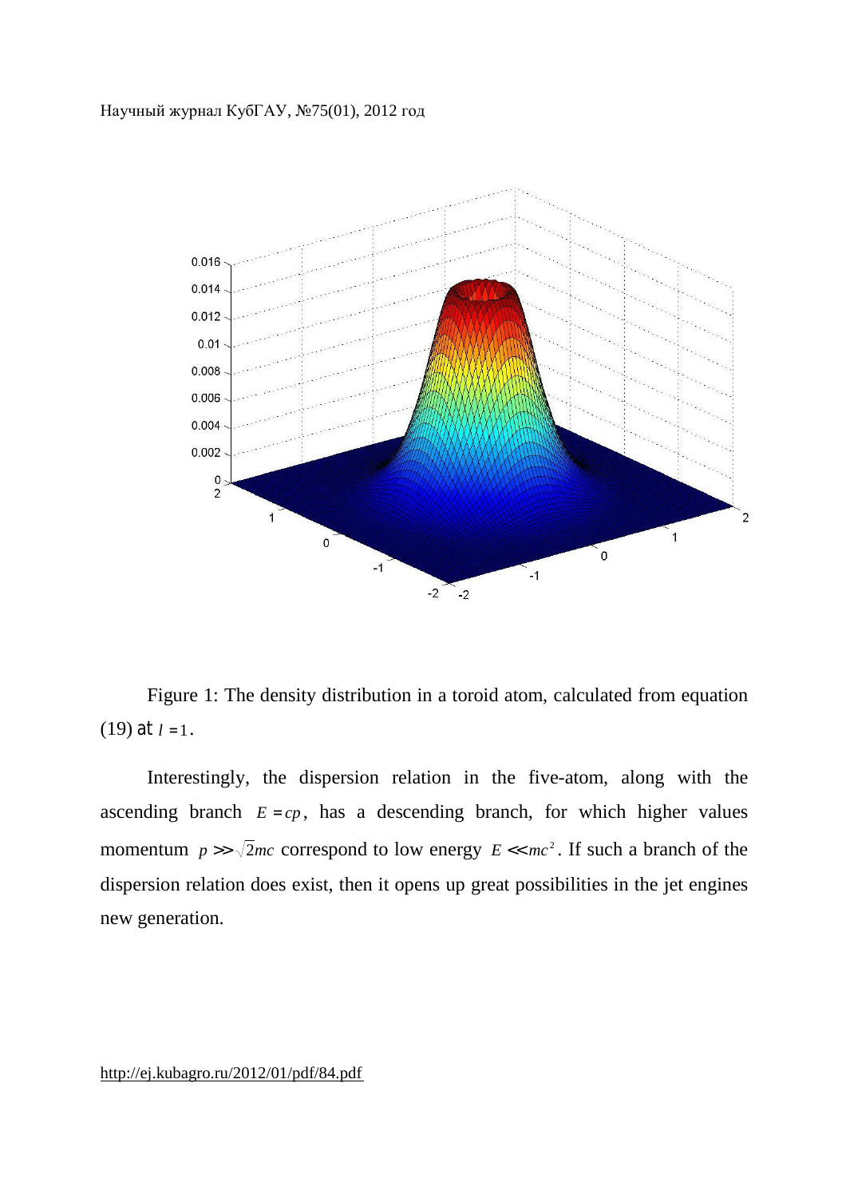Figure 1: The density distribution in a toroid atom, calculated from equation (19) at $l = 1$.

Interestingly, the dispersion relation in the five-atom, along with the ascending branch $E = cp$, has a descending branch, for which higher values momentum $p >> \sqrt{2}mc$ correspond to low energy $E << mc^2$. If such a branch of the dispersion relation does exist, then it opens up great possibilities in the jet engines new generation.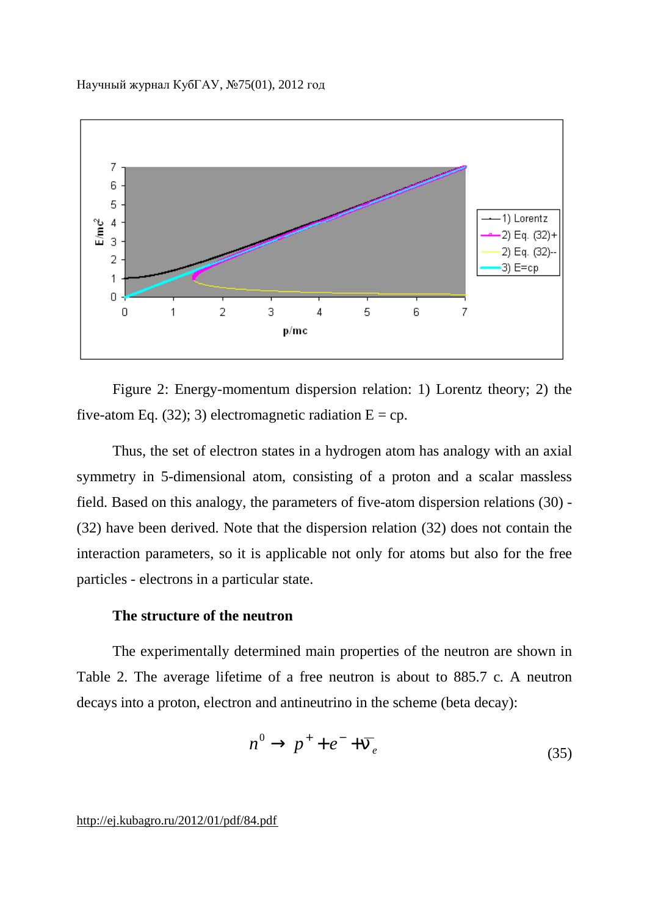Figure 2: Energy-momentum dispersion relation: 1) Lorentz theory; 2) the five-atom Eq. (32); 3) electromagnetic radiation E = cp.

Thus, the set of electron states in a hydrogen atom has analogy with an axial symmetry in 5-dimensional atom, consisting of a proton and a scalar massless field. Based on this analogy, the parameters of five-atom dispersion relations (30) - (32) have been derived. Note that the dispersion relation (32) does not contain the interaction parameters, so it is applicable not only for atoms but also for the free particles - electrons in a particular state.

**The structure of the neutron**

The experimentally determined main properties of the neutron are shown in Table 2. The average lifetime of a free neutron is about to 885.7 c. A neutron decays into a proton, electron and antineutrino in the scheme (beta decay):

$$n^0 \to p^+ + e^- + \bar{\nu}_e \tag{35}$$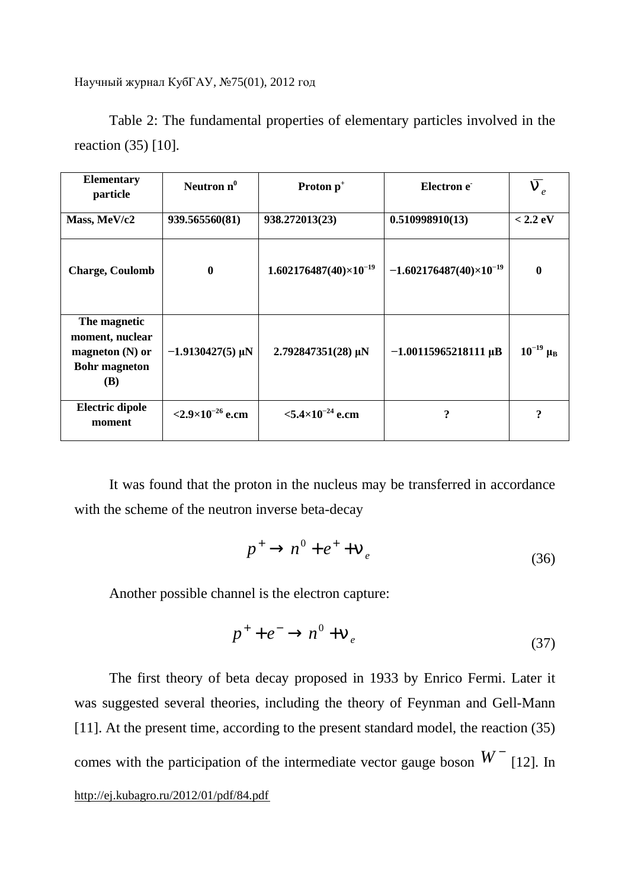Table 2: The fundamental properties of elementary particles involved in the reaction (35) [10].

| **Elementary particle** | **Neutron $n^0$** | **Proton $p^+$** | **Electron $e^-$** | $\bar{\nu}_e$ |
|---|---|---|---|---|
| **Mass, MeV/c2** | **939.565560(81)** | **938.272013(23)** | **0.510998910(13)** | **< 2.2 eV** |
| **Charge, Coulomb** | **0** | **$1.602176487(40)\times10^{-19}$** | **$-1.602176487(40)\times10^{-19}$** | **0** |
| **The magnetic moment, nuclear magneton (N) or Bohr magneton (B)** | **−1.9130427(5) $\mu_N$** | **2.792847351(28) $\mu_N$** | **−1.00115965218111 $\mu_B$** | **$10^{-19}$ $\mu_B$** |
| **Electric dipole moment** | **$<2.9\times10^{-26}$ e.cm** | **$<5.4\times10^{-24}$ e.cm** | **?** | **?** |

It was found that the proton in the nucleus may be transferred in accordance with the scheme of the neutron inverse beta-decay

$$p^+ \to n^0 + e^+ + \nu_e \tag{36}$$

Another possible channel is the electron capture:

$$p^+ + e^- \to n^0 + \nu_e \tag{37}$$

The first theory of beta decay proposed in 1933 by Enrico Fermi. Later it was suggested several theories, including the theory of Feynman and Gell-Mann [11]. At the present time, according to the present standard model, the reaction (35) comes with the participation of the intermediate vector gauge boson $W^-$ [12]. In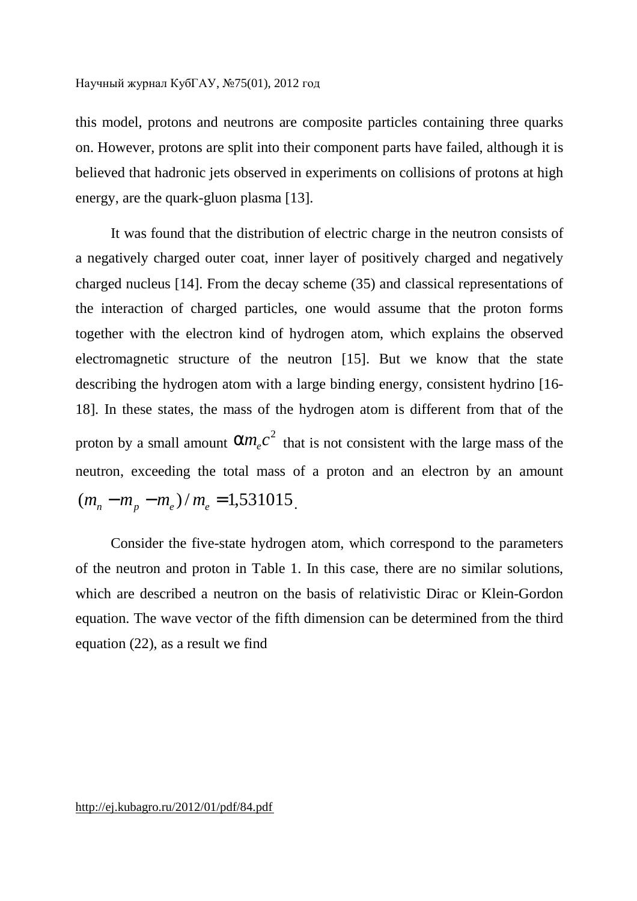this model, protons and neutrons are composite particles containing three quarks on. However, protons are split into their component parts have failed, although it is believed that hadronic jets observed in experiments on collisions of protons at high energy, are the quark-gluon plasma [13].

It was found that the distribution of electric charge in the neutron consists of a negatively charged outer coat, inner layer of positively charged and negatively charged nucleus [14]. From the decay scheme (35) and classical representations of the interaction of charged particles, one would assume that the proton forms together with the electron kind of hydrogen atom, which explains the observed electromagnetic structure of the neutron [15]. But we know that the state describing the hydrogen atom with a large binding energy, consistent hydrino [16-18]. In these states, the mass of the hydrogen atom is different from that of the proton by a small amount $\alpha m_e c^2$ that is not consistent with the large mass of the neutron, exceeding the total mass of a proton and an electron by an amount $(m_n - m_p - m_e)/m_e = 1{,}531015$.

Consider the five-state hydrogen atom, which correspond to the parameters of the neutron and proton in Table 1. In this case, there are no similar solutions, which are described a neutron on the basis of relativistic Dirac or Klein-Gordon equation. The wave vector of the fifth dimension can be determined from the third equation (22), as a result we find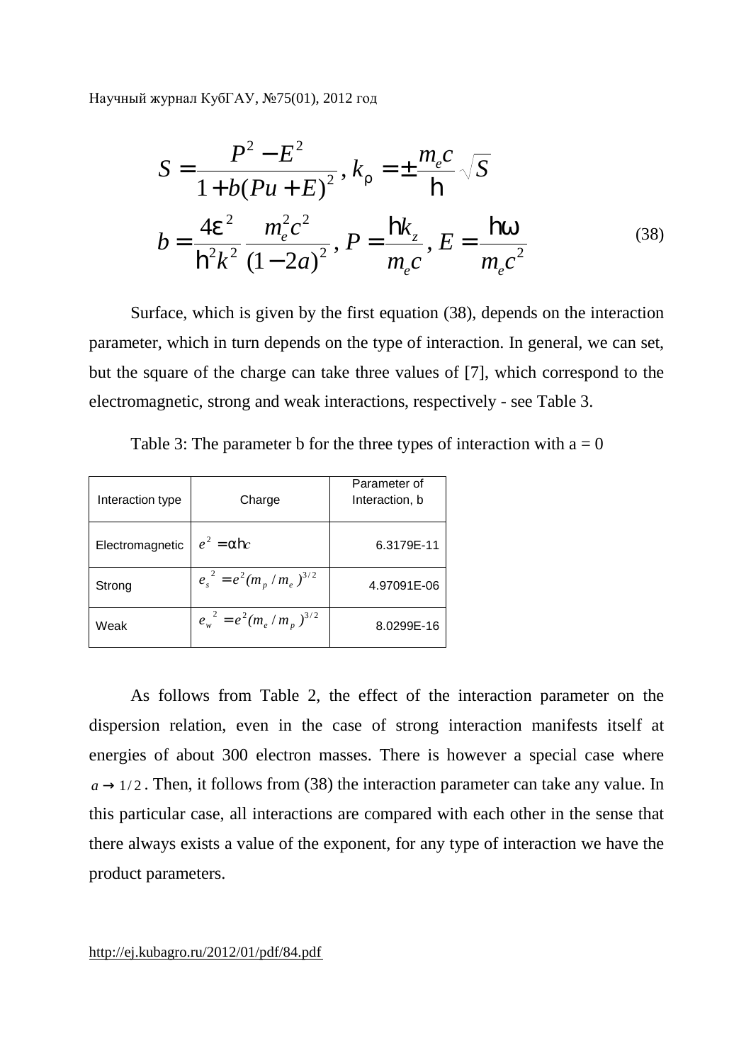$$S = \frac{P^2 - E^2}{1 + b(Pu + E)^2}, \; k_\rho = \pm \frac{m_e c}{\hbar}\sqrt{S}$$

$$b = \frac{4\varepsilon^2}{\hbar^2 k^2}\frac{m_e^2 c^2}{(1-2a)^2}, \; P = \frac{\hbar k_z}{m_e c}, \; E = \frac{\hbar\omega}{m_e c^2} \tag{38}$$

Surface, which is given by the first equation (38), depends on the interaction parameter, which in turn depends on the type of interaction. In general, we can set, but the square of the charge can take three values of [7], which correspond to the electromagnetic, strong and weak interactions, respectively - see Table 3.

Table 3: The parameter b for the three types of interaction with a = 0

| Interaction type | Charge | Parameter of Interaction, b |
|---|---|---|
| Electromagnetic | $e^2 = \alpha\hbar c$ | 6.3179E-11 |
| Strong | $e_s^{\ 2} = e^2(m_p / m_e)^{3/2}$ | 4.97091E-06 |
| Weak | $e_w^{\ 2} = e^2(m_e / m_p)^{3/2}$ | 8.0299E-16 |

As follows from Table 2, the effect of the interaction parameter on the dispersion relation, even in the case of strong interaction manifests itself at energies of about 300 electron masses. There is however a special case where $a \to 1/2$. Then, it follows from (38) the interaction parameter can take any value. In this particular case, all interactions are compared with each other in the sense that there always exists a value of the exponent, for any type of interaction we have the product parameters.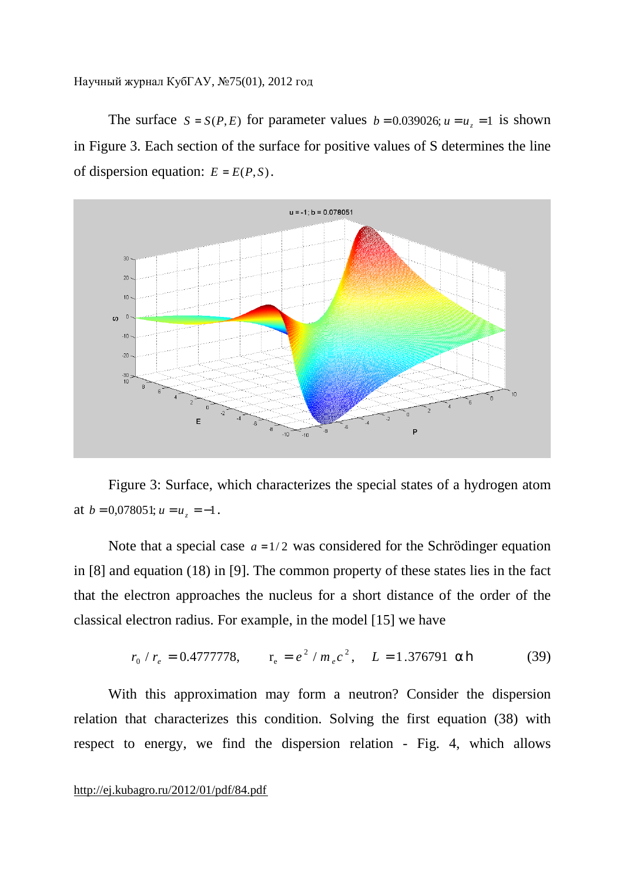The surface $S = S(P, E)$ for parameter values $b = 0.039026; u = u_z = 1$ is shown in Figure 3. Each section of the surface for positive values of S determines the line of dispersion equation: $E = E(P, S)$.

Figure 3: Surface, which characterizes the special states of a hydrogen atom at $b = 0{,}078051; u = u_z = -1$.

Note that a special case $a = 1/2$ was considered for the Schrödinger equation in [8] and equation (18) in [9]. The common property of these states lies in the fact that the electron approaches the nucleus for a short distance of the order of the classical electron radius. For example, in the model [15] we have

$$r_0 / r_e = 0.4777778, \qquad r_e = e^2 / m_e c^2, \quad L = 1.376791 \ \alpha\hbar \tag{39}$$

With this approximation may form a neutron? Consider the dispersion relation that characterizes this condition. Solving the first equation (38) with respect to energy, we find the dispersion relation - Fig. 4, which allows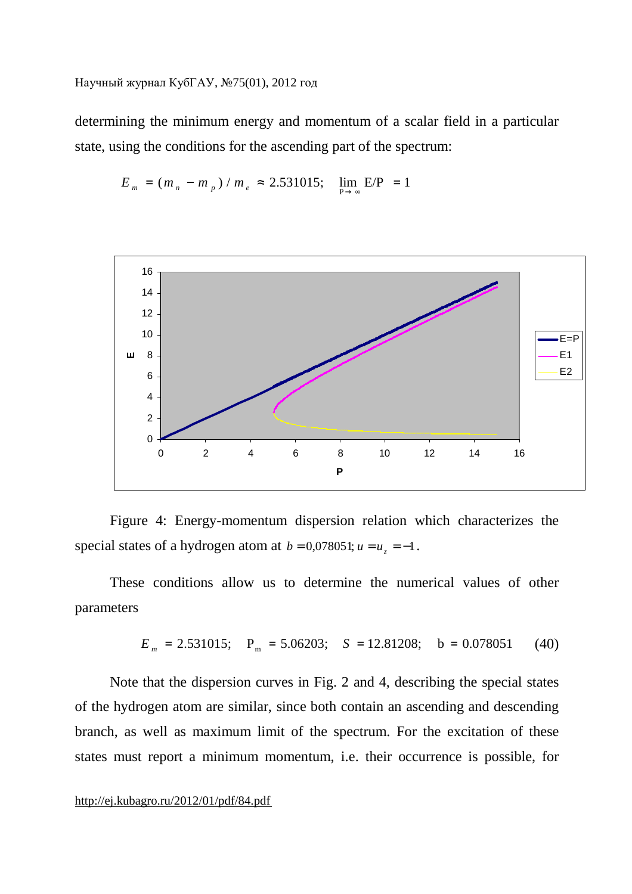determining the minimum energy and momentum of a scalar field in a particular state, using the conditions for the ascending part of the spectrum:

$$E_m = (m_n - m_p) / m_e \approx 2.531015; \quad \lim_{P \to \infty} E/P = 1$$

Figure 4: Energy-momentum dispersion relation which characterizes the special states of a hydrogen atom at $b = 0{,}078051;\ u = u_z = -1$.

These conditions allow us to determine the numerical values of other parameters

$$E_m = 2.531015; \quad P_m = 5.06203; \quad S = 12.81208; \quad b = 0.078051 \qquad (40)$$

Note that the dispersion curves in Fig. 2 and 4, describing the special states of the hydrogen atom are similar, since both contain an ascending and descending branch, as well as maximum limit of the spectrum. For the excitation of these states must report a minimum momentum, i.e. their occurrence is possible, for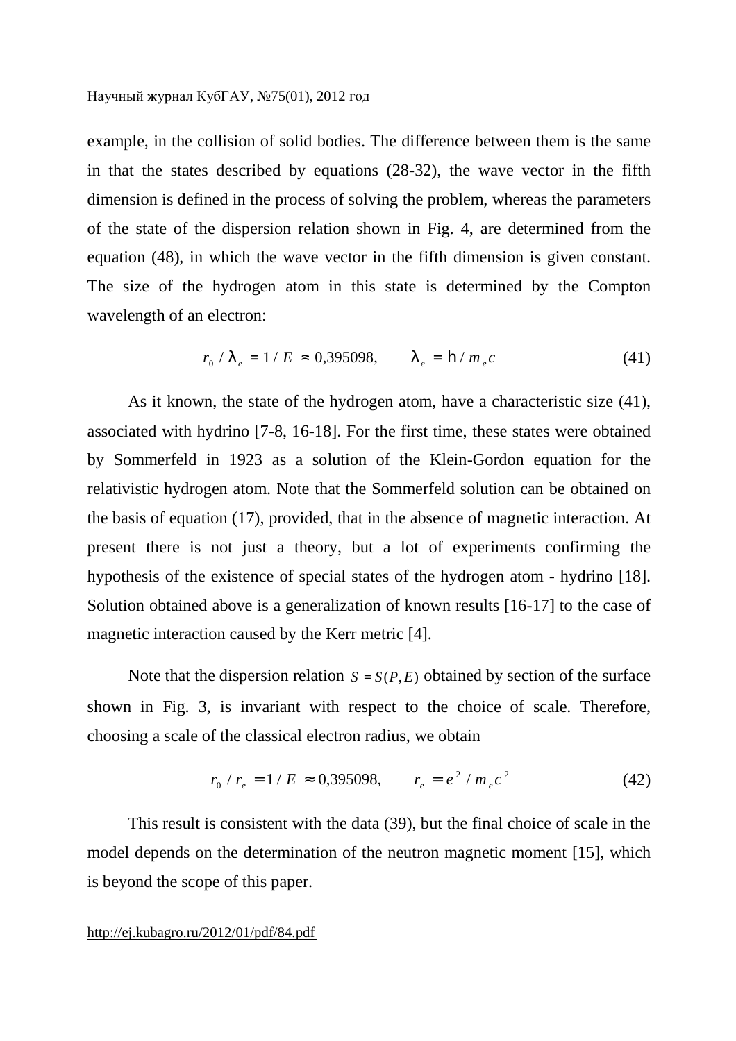example, in the collision of solid bodies. The difference between them is the same in that the states described by equations (28-32), the wave vector in the fifth dimension is defined in the process of solving the problem, whereas the parameters of the state of the dispersion relation shown in Fig. 4, are determined from the equation (48), in which the wave vector in the fifth dimension is given constant. The size of the hydrogen atom in this state is determined by the Compton wavelength of an electron:

$$r_0 / \lambda_e = 1 / E \approx 0{,}395098, \qquad \lambda_e = \hbar / m_e c \tag{41}$$

As it known, the state of the hydrogen atom, have a characteristic size (41), associated with hydrino [7-8, 16-18]. For the first time, these states were obtained by Sommerfeld in 1923 as a solution of the Klein-Gordon equation for the relativistic hydrogen atom. Note that the Sommerfeld solution can be obtained on the basis of equation (17), provided, that in the absence of magnetic interaction. At present there is not just a theory, but a lot of experiments confirming the hypothesis of the existence of special states of the hydrogen atom - hydrino [18]. Solution obtained above is a generalization of known results [16-17] to the case of magnetic interaction caused by the Kerr metric [4].

Note that the dispersion relation $S = S(P, E)$ obtained by section of the surface shown in Fig. 3, is invariant with respect to the choice of scale. Therefore, choosing a scale of the classical electron radius, we obtain

$$r_0 / r_e = 1 / E \approx 0{,}395098, \qquad r_e = e^2 / m_e c^2 \tag{42}$$

This result is consistent with the data (39), but the final choice of scale in the model depends on the determination of the neutron magnetic moment [15], which is beyond the scope of this paper.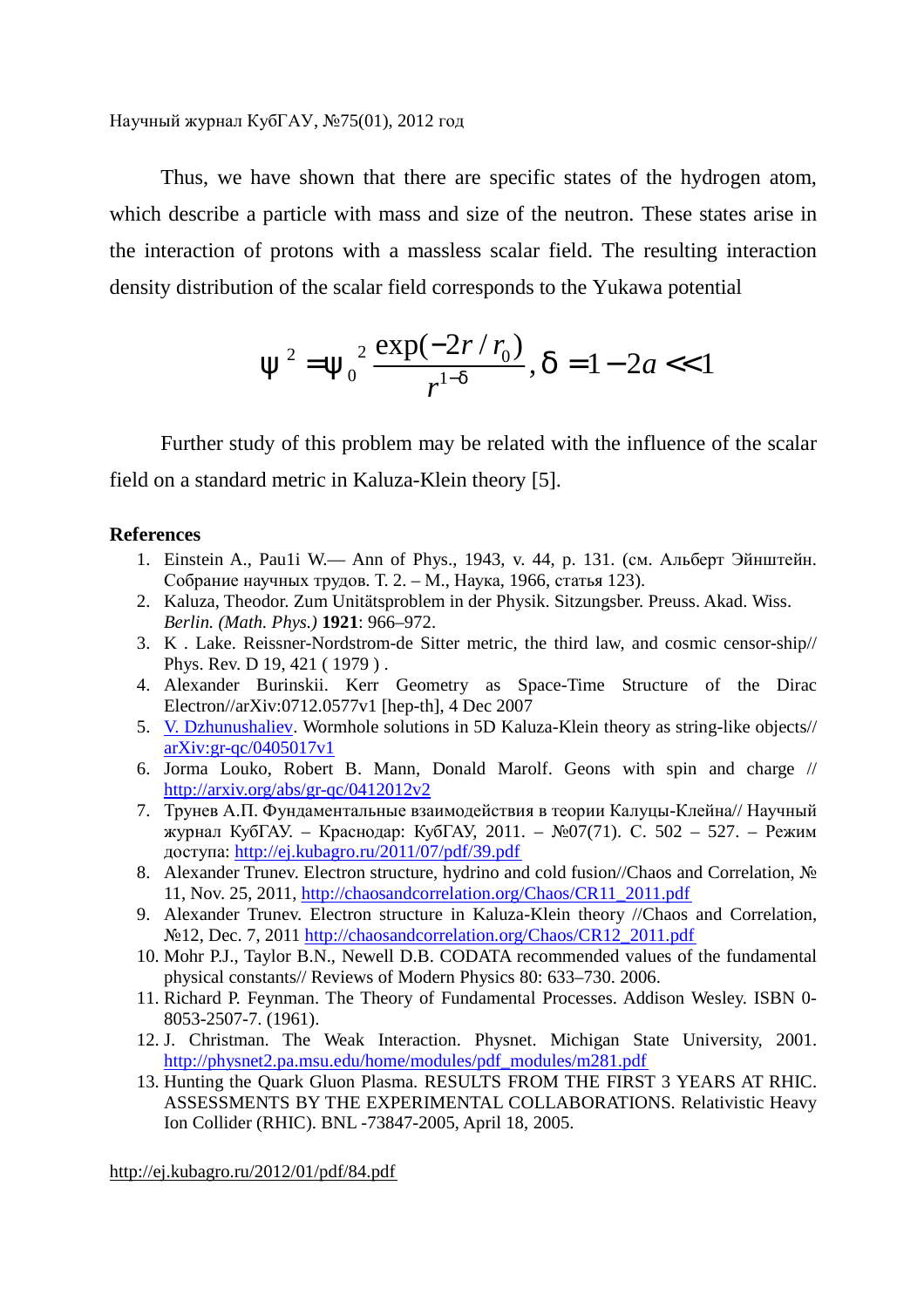Thus, we have shown that there are specific states of the hydrogen atom, which describe a particle with mass and size of the neutron. These states arise in the interaction of protons with a massless scalar field. The resulting interaction density distribution of the scalar field corresponds to the Yukawa potential

$$\psi^2 = \psi_0^2 \frac{\exp(-2r/r_0)}{r^{1-\delta}}, \delta = 1 - 2a << 1$$

Further study of this problem may be related with the influence of the scalar field on a standard metric in Kaluza-Klein theory [5].

**References**

1. Einstein A., Pau1i W.— Ann of Phys., 1943, v. 44, p. 131. (см. Альберт Эйнштейн. Собрание научных трудов. Т. 2. – М., Наука, 1966, статья 123).
2. Kaluza, Theodor. Zum Unitätsproblem in der Physik. Sitzungsber. Preuss. Akad. Wiss. *Berlin. (Math. Phys.)* **1921**: 966–972.
3. K . Lake. Reissner-Nordstrom-de Sitter metric, the third law, and cosmic censor-ship// Phys. Rev. D 19, 421 ( 1979 ) .
4. Alexander Burinskii. Kerr Geometry as Space-Time Structure of the Dirac Electron//arXiv:0712.0577v1 [hep-th], 4 Dec 2007
5. V. Dzhunushaliev. Wormhole solutions in 5D Kaluza-Klein theory as string-like objects// arXiv:gr-qc/0405017v1
6. Jorma Louko, Robert B. Mann, Donald Marolf. Geons with spin and charge // http://arxiv.org/abs/gr-qc/0412012v2
7. Трунев А.П. Фундаментальные взаимодействия в теории Калуцы-Клейна// Научный журнал КубГАУ. – Краснодар: КубГАУ, 2011. – №07(71). С. 502 – 527. – Режим доступа: http://ej.kubagro.ru/2011/07/pdf/39.pdf
8. Alexander Trunev. Electron structure, hydrino and cold fusion//Chaos and Correlation, № 11, Nov. 25, 2011, http://chaosandcorrelation.org/Chaos/CR11_2011.pdf
9. Alexander Trunev. Electron structure in Kaluza-Klein theory //Chaos and Correlation, №12, Dec. 7, 2011 http://chaosandcorrelation.org/Chaos/CR12_2011.pdf
10. Mohr P.J., Taylor B.N., Newell D.B. CODATA recommended values of the fundamental physical constants// Reviews of Modern Physics 80: 633–730. 2006.
11. Richard P. Feynman. The Theory of Fundamental Processes. Addison Wesley. ISBN 0-8053-2507-7. (1961).
12. J. Christman. The Weak Interaction. Physnet. Michigan State University, 2001. http://physnet2.pa.msu.edu/home/modules/pdf_modules/m281.pdf
13. Hunting the Quark Gluon Plasma. RESULTS FROM THE FIRST 3 YEARS AT RHIC. ASSESSMENTS BY THE EXPERIMENTAL COLLABORATIONS. Relativistic Heavy Ion Collider (RHIC). BNL -73847-2005, April 18, 2005.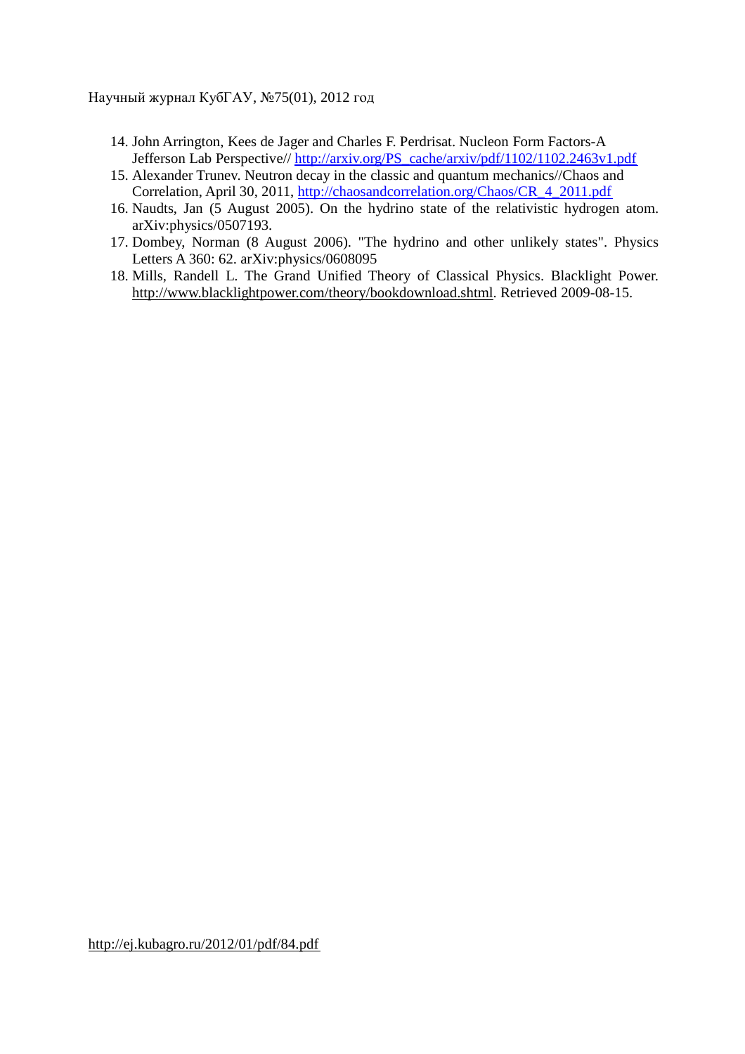14. John Arrington, Kees de Jager and Charles F. Perdrisat. Nucleon Form Factors-A Jefferson Lab Perspective// http://arxiv.org/PS_cache/arxiv/pdf/1102/1102.2463v1.pdf
15. Alexander Trunev. Neutron decay in the classic and quantum mechanics//Chaos and Correlation, April 30, 2011, http://chaosandcorrelation.org/Chaos/CR_4_2011.pdf
16. Naudts, Jan (5 August 2005). On the hydrino state of the relativistic hydrogen atom. arXiv:physics/0507193.
17. Dombey, Norman (8 August 2006). "The hydrino and other unlikely states". Physics Letters A 360: 62. arXiv:physics/0608095
18. Mills, Randell L. The Grand Unified Theory of Classical Physics. Blacklight Power. http://www.blacklightpower.com/theory/bookdownload.shtml. Retrieved 2009-08-15.